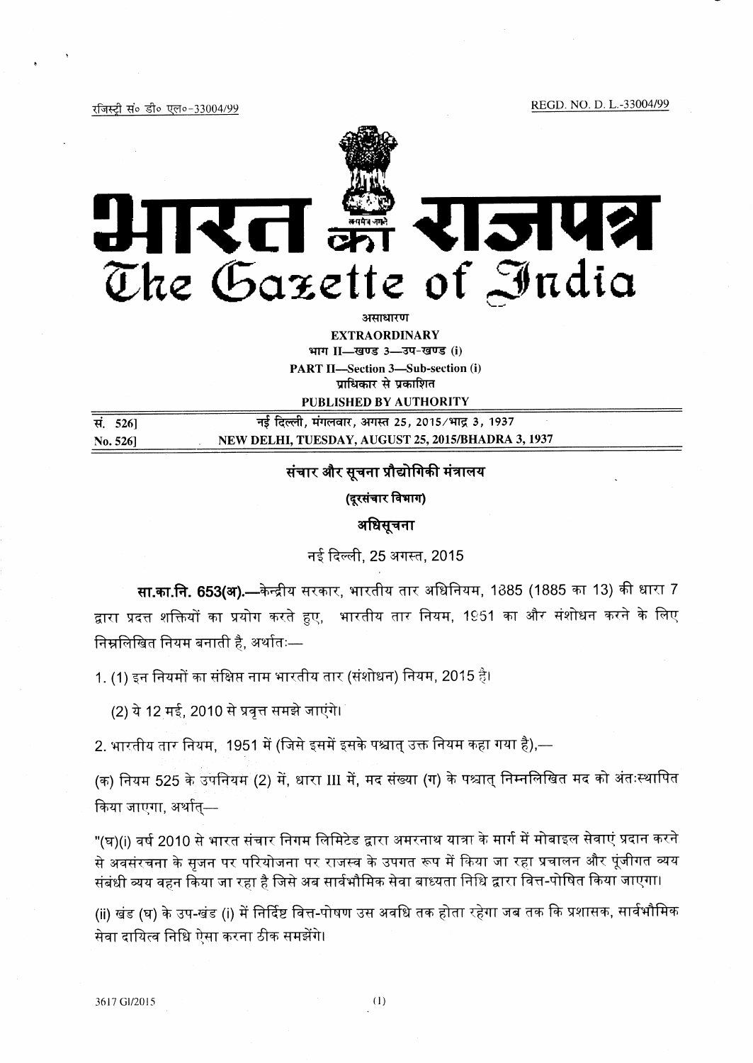रजिस्ट्री सं० डी० एल०-33004/99 REGD. NO. D. L.-33004/99

# भारत का राजपत्र
# The Gazette of India

असाधारण

**EXTRAORDINARY**

भाग II—खण्ड 3—उप-खण्ड (i)

**PART II—Section 3—Sub-section (i)**

प्राधिकार से प्रकाशित

**PUBLISHED BY AUTHORITY**

| | |
|---|---|
| सं. 526] | नई दिल्ली, मंगलवार, अगस्त 25, 2015/भाद्र 3, 1937 |
| No. 526] | NEW DELHI, TUESDAY, AUGUST 25, 2015/BHADRA 3, 1937 |

## संचार और सूचना प्रौद्योगिकी मंत्रालय

### (दूरसंचार विभाग)

### अधिसूचना

नई दिल्ली, 25 अगस्त, 2015

**सा.का.नि. 653(अ).**—केन्द्रीय सरकार, भारतीय तार अधिनियम, 1885 (1885 का 13) की धारा 7 द्वारा प्रदत्त शक्तियों का प्रयोग करते हुए, भारतीय तार नियम, 1951 का और संशोधन करने के लिए निम्नलिखित नियम बनाती है, अर्थातः—

1. (1) इन नियमों का संक्षिप्त नाम भारतीय तार (संशोधन) नियम, 2015 है।

   (2) ये 12 मई, 2010 से प्रवृत्त समझे जाएंगे।

2. भारतीय तार नियम, 1951 में (जिसे इसमें इसके पश्चात् उक्त नियम कहा गया है),—

(क) नियम 525 के उपनियम (2) में, धारा III में, मद संख्या (ग) के पश्चात् निम्नलिखित मद को अंतःस्थापित किया जाएगा, अर्थात्—

"(घ)(i) वर्ष 2010 से भारत संचार निगम लिमिटेड द्वारा अमरनाथ यात्रा के मार्ग में मोबाइल सेवाएं प्रदान करने से अवसंरचना के सृजन पर परियोजना पर राजस्व के उपगत रूप में किया जा रहा प्रचालन और पूंजीगत व्यय संबंधी व्यय वहन किया जा रहा है जिसे अब सार्वभौमिक सेवा बाध्यता निधि द्वारा वित्त-पोषित किया जाएगा।

(ii) खंड (घ) के उप-खंड (i) में निर्दिष्ट वित्त-पोषण उस अवधि तक होता रहेगा जब तक कि प्रशासक, सार्वभौमिक सेवा दायित्व निधि ऐसा करना ठीक समझेंगे।

3617 GI/2015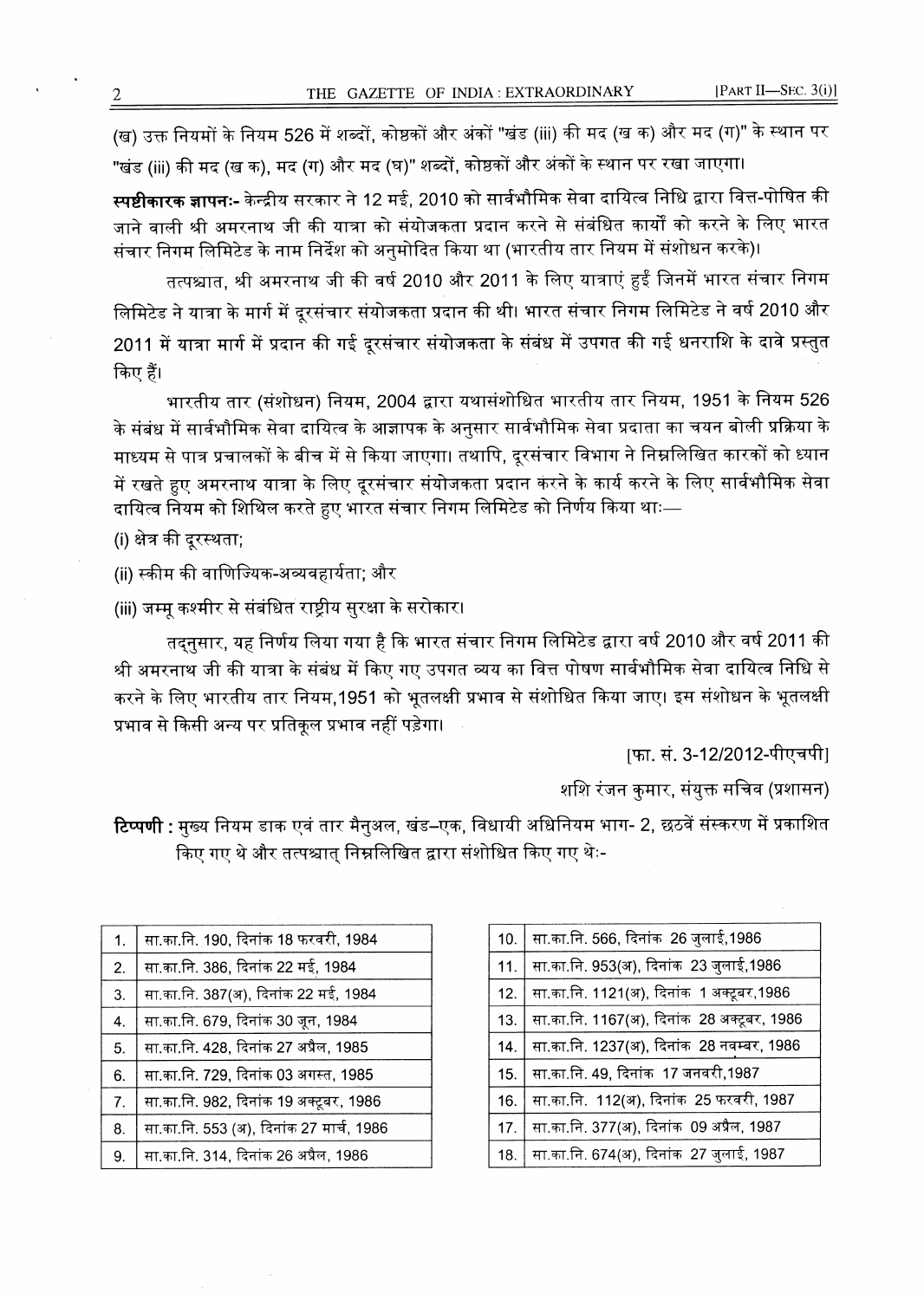(ख) उक्त नियमों के नियम 526 में शब्दों, कोष्ठकों और अंकों "खंड (iii) की मद (ख क) और मद (ग)" के स्थान पर "खंड (iii) की मद (ख क), मद (ग) और मद (घ)" शब्दों, कोष्ठकों और अंकों के स्थान पर रखा जाएगा।

**स्पष्टीकारक ज्ञापनः-** केन्द्रीय सरकार ने 12 मई, 2010 को सार्वभौमिक सेवा दायित्व निधि द्वारा वित्त-पोषित की जाने वाली श्री अमरनाथ जी की यात्रा को संयोजकता प्रदान करने से संबंधित कार्यों को करने के लिए भारत संचार निगम लिमिटेड के नाम निर्देश को अनुमोदित किया था (भारतीय तार नियम में संशोधन करके)।

तत्पश्चात, श्री अमरनाथ जी की वर्ष 2010 और 2011 के लिए यात्राएं हुईं जिनमें भारत संचार निगम लिमिटेड ने यात्रा के मार्ग में दूरसंचार संयोजकता प्रदान की थी। भारत संचार निगम लिमिटेड ने वर्ष 2010 और 2011 में यात्रा मार्ग में प्रदान की गई दूरसंचार संयोजकता के संबंध में उपगत की गई धनराशि के दावे प्रस्तुत किए हैं।

भारतीय तार (संशोधन) नियम, 2004 द्वारा यथासंशोधित भारतीय तार नियम, 1951 के नियम 526 के संबंध में सार्वभौमिक सेवा दायित्व के आज्ञापक के अनुसार सार्वभौमिक सेवा प्रदाता का चयन बोली प्रक्रिया के माध्यम से पात्र प्रचालकों के बीच में से किया जाएगा। तथापि, दूरसंचार विभाग ने निम्नलिखित कारकों को ध्यान में रखते हुए अमरनाथ यात्रा के लिए दूरसंचार संयोजकता प्रदान करने के कार्य करने के लिए सार्वभौमिक सेवा दायित्व नियम को शिथिल करते हुए भारत संचार निगम लिमिटेड को निर्णय किया थाः—

(i) क्षेत्र की दूरस्थता;

(ii) स्कीम की वाणिज्यिक-अव्यवहार्यता; और

(iii) जम्मू कश्मीर से संबंधित राष्ट्रीय सुरक्षा के सरोकार।

तद्नुसार, यह निर्णय लिया गया है कि भारत संचार निगम लिमिटेड द्वारा वर्ष 2010 और वर्ष 2011 की श्री अमरनाथ जी की यात्रा के संबंध में किए गए उपगत व्यय का वित्त पोषण सार्वभौमिक सेवा दायित्व निधि से करने के लिए भारतीय तार नियम,1951 को भूतलक्षी प्रभाव से संशोधित किया जाए। इस संशोधन के भूतलक्षी प्रभाव से किसी अन्य पर प्रतिकूल प्रभाव नहीं पड़ेगा।

[फा. सं. 3-12/2012-पीएचपी]

शशि रंजन कुमार, संयुक्त सचिव (प्रशासन)

**टिप्पणी :** मुख्य नियम डाक एवं तार मैनुअल, खंड–एक, विधायी अधिनियम भाग- 2, छठवें संस्करण में प्रकाशित किए गए थे और तत्पश्चात् निम्नलिखित द्वारा संशोधित किए गए थेः-

| | |
|---|---|
| 1. | सा.का.नि. 190, दिनांक 18 फरवरी, 1984 |
| 2. | सा.का.नि. 386, दिनांक 22 मई, 1984 |
| 3. | सा.का.नि. 387(अ), दिनांक 22 मई, 1984 |
| 4. | सा.का.नि. 679, दिनांक 30 जून, 1984 |
| 5. | सा.का.नि. 428, दिनांक 27 अप्रैल, 1985 |
| 6. | सा.का.नि. 729, दिनांक 03 अगस्त, 1985 |
| 7. | सा.का.नि. 982, दिनांक 19 अक्टूबर, 1986 |
| 8. | सा.का.नि. 553 (अ), दिनांक 27 मार्च, 1986 |
| 9. | सा.का.नि. 314, दिनांक 26 अप्रैल, 1986 |
| 10. | सा.का.नि. 566, दिनांक 26 जुलाई,1986 |
| 11. | सा.का.नि. 953(अ), दिनांक 23 जुलाई,1986 |
| 12. | सा.का.नि. 1121(अ), दिनांक 1 अक्टूबर,1986 |
| 13. | सा.का.नि. 1167(अ), दिनांक 28 अक्टूबर, 1986 |
| 14. | सा.का.नि. 1237(अ), दिनांक 28 नवम्बर, 1986 |
| 15. | सा.का.नि. 49, दिनांक 17 जनवरी,1987 |
| 16. | सा.का.नि. 112(अ), दिनांक 25 फरवरी, 1987 |
| 17. | सा.का.नि. 377(अ), दिनांक 09 अप्रैल, 1987 |
| 18. | सा.का.नि. 674(अ), दिनांक 27 जुलाई, 1987 |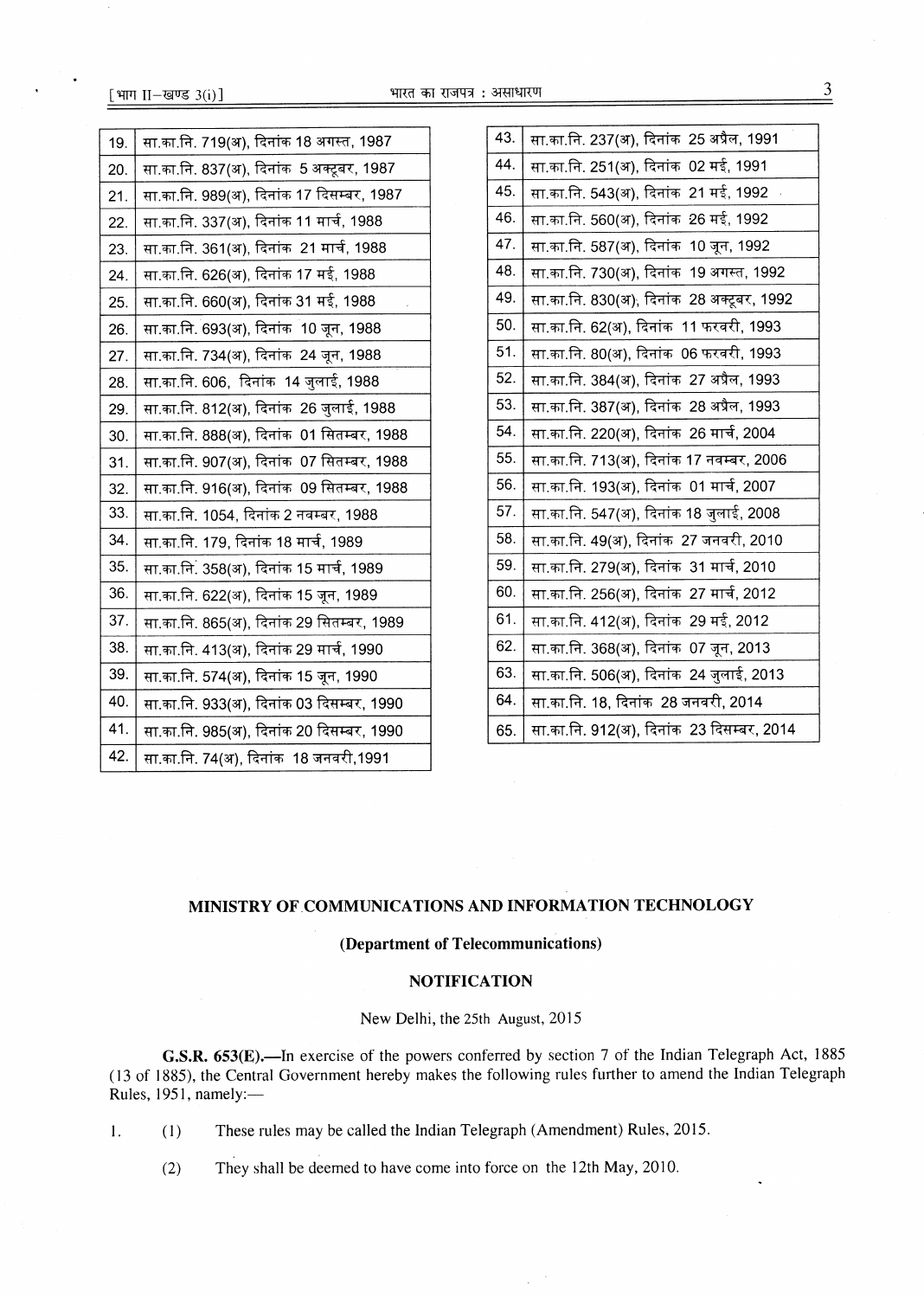| 19. | सा.का.नि. 719(अ), दिनांक 18 अगस्त, 1987 |
|---|---|
| 20. | सा.का.नि. 837(अ), दिनांक 5 अक्टूबर, 1987 |
| 21. | सा.का.नि. 989(अ), दिनांक 17 दिसम्बर, 1987 |
| 22. | सा.का.नि. 337(अ), दिनांक 11 मार्च, 1988 |
| 23. | सा.का.नि. 361(अ), दिनांक 21 मार्च, 1988 |
| 24. | सा.का.नि. 626(अ), दिनांक 17 मई, 1988 |
| 25. | सा.का.नि. 660(अ), दिनांक 31 मई, 1988 |
| 26. | सा.का.नि. 693(अ), दिनांक 10 जून, 1988 |
| 27. | सा.का.नि. 734(अ), दिनांक 24 जून, 1988 |
| 28. | सा.का.नि. 606, दिनांक 14 जुलाई, 1988 |
| 29. | सा.का.नि. 812(अ), दिनांक 26 जुलाई, 1988 |
| 30. | सा.का.नि. 888(अ), दिनांक 01 सितम्बर, 1988 |
| 31. | सा.का.नि. 907(अ), दिनांक 07 सितम्बर, 1988 |
| 32. | सा.का.नि. 916(अ), दिनांक 09 सितम्बर, 1988 |
| 33. | सा.का.नि. 1054, दिनांक 2 नवम्बर, 1988 |
| 34. | सा.का.नि. 179, दिनांक 18 मार्च, 1989 |
| 35. | सा.का.नि. 358(अ), दिनांक 15 मार्च, 1989 |
| 36. | सा.का.नि. 622(अ), दिनांक 15 जून, 1989 |
| 37. | सा.का.नि. 865(अ), दिनांक 29 सितम्बर, 1989 |
| 38. | सा.का.नि. 413(अ), दिनांक 29 मार्च, 1990 |
| 39. | सा.का.नि. 574(अ), दिनांक 15 जून, 1990 |
| 40. | सा.का.नि. 933(अ), दिनांक 03 दिसम्बर, 1990 |
| 41. | सा.का.नि. 985(अ), दिनांक 20 दिसम्बर, 1990 |
| 42. | सा.का.नि. 74(अ), दिनांक 18 जनवरी,1991 |
| 43. | सा.का.नि. 237(अ), दिनांक 25 अप्रैल, 1991 |
| 44. | सा.का.नि. 251(अ), दिनांक 02 मई, 1991 |
| 45. | सा.का.नि. 543(अ), दिनांक 21 मई, 1992 |
| 46. | सा.का.नि. 560(अ), दिनांक 26 मई, 1992 |
| 47. | सा.का.नि. 587(अ), दिनांक 10 जून, 1992 |
| 48. | सा.का.नि. 730(अ), दिनांक 19 अगस्त, 1992 |
| 49. | सा.का.नि. 830(अ), दिनांक 28 अक्टूबर, 1992 |
| 50. | सा.का.नि. 62(अ), दिनांक 11 फरवरी, 1993 |
| 51. | सा.का.नि. 80(अ), दिनांक 06 फरवरी, 1993 |
| 52. | सा.का.नि. 384(अ), दिनांक 27 अप्रैल, 1993 |
| 53. | सा.का.नि. 387(अ), दिनांक 28 अप्रैल, 1993 |
| 54. | सा.का.नि. 220(अ), दिनांक 26 मार्च, 2004 |
| 55. | सा.का.नि. 713(अ), दिनांक 17 नवम्बर, 2006 |
| 56. | सा.का.नि. 193(अ), दिनांक 01 मार्च, 2007 |
| 57. | सा.का.नि. 547(अ), दिनांक 18 जुलाई, 2008 |
| 58. | सा.का.नि. 49(अ), दिनांक 27 जनवरी, 2010 |
| 59. | सा.का.नि. 279(अ), दिनांक 31 मार्च, 2010 |
| 60. | सा.का.नि. 256(अ), दिनांक 27 मार्च, 2012 |
| 61. | सा.का.नि. 412(अ), दिनांक 29 मई, 2012 |
| 62. | सा.का.नि. 368(अ), दिनांक 07 जून, 2013 |
| 63. | सा.का.नि. 506(अ), दिनांक 24 जुलाई, 2013 |
| 64. | सा.का.नि. 18, दिनांक 28 जनवरी, 2014 |
| 65. | सा.का.नि. 912(अ), दिनांक 23 दिसम्बर, 2014 |

## MINISTRY OF COMMUNICATIONS AND INFORMATION TECHNOLOGY

### (Department of Telecommunications)

### NOTIFICATION

New Delhi, the 25th August, 2015

**G.S.R. 653(E).**—In exercise of the powers conferred by section 7 of the Indian Telegraph Act, 1885 (13 of 1885), the Central Government hereby makes the following rules further to amend the Indian Telegraph Rules, 1951, namely:—

1. (1) These rules may be called the Indian Telegraph (Amendment) Rules, 2015.

   (2) They shall be deemed to have come into force on the 12th May, 2010.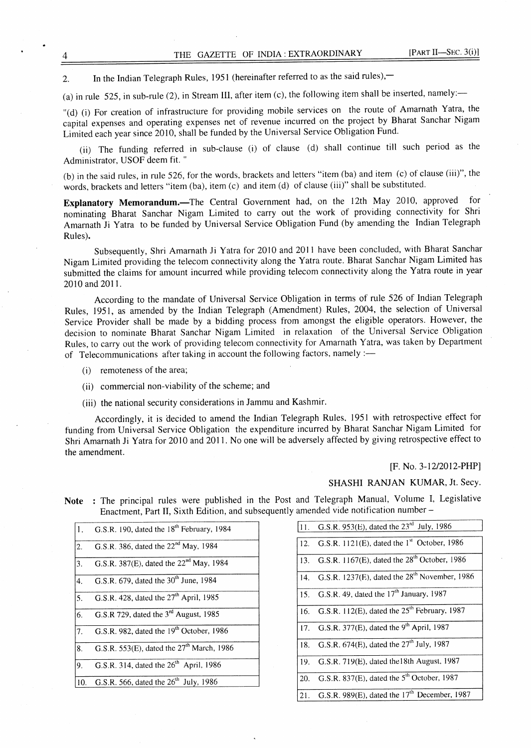2. In the Indian Telegraph Rules, 1951 (hereinafter referred to as the said rules),—

(a) in rule 525, in sub-rule (2), in Stream III, after item (c), the following item shall be inserted, namely:—

"(d) (i) For creation of infrastructure for providing mobile services on the route of Amarnath Yatra, the capital expenses and operating expenses net of revenue incurred on the project by Bharat Sanchar Nigam Limited each year since 2010, shall be funded by the Universal Service Obligation Fund.

(ii) The funding referred in sub-clause (i) of clause (d) shall continue till such period as the Administrator, USOF deem fit. "

(b) in the said rules, in rule 526, for the words, brackets and letters "item (ba) and item (c) of clause (iii)", the words, brackets and letters "item (ba), item (c) and item (d) of clause (iii)" shall be substituted.

**Explanatory Memorandum.**—The Central Government had, on the 12th May 2010, approved for nominating Bharat Sanchar Nigam Limited to carry out the work of providing connectivity for Shri Amarnath Ji Yatra to be funded by Universal Service Obligation Fund (by amending the Indian Telegraph Rules).

Subsequently, Shri Amarnath Ji Yatra for 2010 and 2011 have been concluded, with Bharat Sanchar Nigam Limited providing the telecom connectivity along the Yatra route. Bharat Sanchar Nigam Limited has submitted the claims for amount incurred while providing telecom connectivity along the Yatra route in year 2010 and 2011.

According to the mandate of Universal Service Obligation in terms of rule 526 of Indian Telegraph Rules, 1951, as amended by the Indian Telegraph (Amendment) Rules, 2004, the selection of Universal Service Provider shall be made by a bidding process from amongst the eligible operators. However, the decision to nominate Bharat Sanchar Nigam Limited in relaxation of the Universal Service Obligation Rules, to carry out the work of providing telecom connectivity for Amarnath Yatra, was taken by Department of Telecommunications after taking in account the following factors, namely :—

(i) remoteness of the area;

(ii) commercial non-viability of the scheme; and

(iii) the national security considerations in Jammu and Kashmir.

Accordingly, it is decided to amend the Indian Telegraph Rules, 1951 with retrospective effect for funding from Universal Service Obligation the expenditure incurred by Bharat Sanchar Nigam Limited for Shri Amarnath Ji Yatra for 2010 and 2011. No one will be adversely affected by giving retrospective effect to the amendment.

[F. No. 3-12/2012-PHP]

SHASHI RANJAN KUMAR, Jt. Secy.

**Note** : The principal rules were published in the Post and Telegraph Manual, Volume I, Legislative Enactment, Part II, Sixth Edition, and subsequently amended vide notification number –

| No. | Notification |
|---|---|
| 1. | G.S.R. 190, dated the 18th February, 1984 |
| 2. | G.S.R. 386, dated the 22nd May, 1984 |
| 3. | G.S.R. 387(E), dated the 22nd May, 1984 |
| 4. | G.S.R. 679, dated the 30th June, 1984 |
| 5. | G.S.R. 428, dated the 27th April, 1985 |
| 6. | G.S.R 729, dated the 3rd August, 1985 |
| 7. | G.S.R. 982, dated the 19th October, 1986 |
| 8. | G.S.R. 553(E), dated the 27th March, 1986 |
| 9. | G.S.R. 314, dated the 26th April, 1986 |
| 10. | G.S.R. 566, dated the 26th July, 1986 |
| 11. | G.S.R. 953(E), dated the 23rd July, 1986 |
| 12. | G.S.R. 1121(E), dated the 1st October, 1986 |
| 13. | G.S.R. 1167(E), dated the 28th October, 1986 |
| 14. | G.S.R. 1237(E), dated the 28th November, 1986 |
| 15. | G.S.R. 49, dated the 17th January, 1987 |
| 16. | G.S.R. 112(E), dated the 25th February, 1987 |
| 17. | G.S.R. 377(E), dated the 9th April, 1987 |
| 18. | G.S.R. 674(E), dated the 27th July, 1987 |
| 19. | G.S.R. 719(E), dated the18th August, 1987 |
| 20. | G.S.R. 837(E), dated the 5th October, 1987 |
| 21. | G.S.R. 989(E), dated the 17th December, 1987 |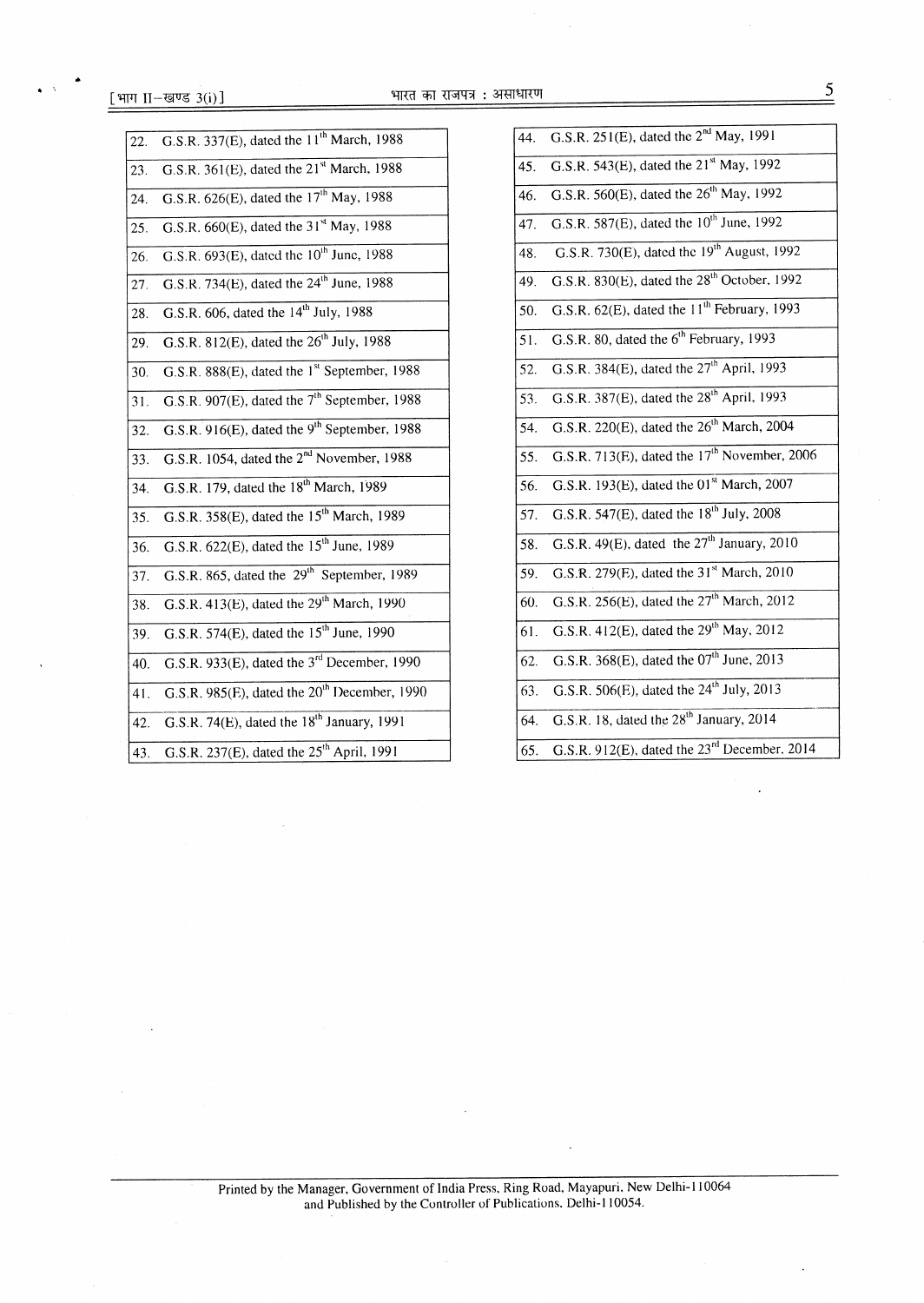| | |
|---|---|
| 22. | G.S.R. 337(E), dated the 11th March, 1988 |
| 23. | G.S.R. 361(E), dated the 21st March, 1988 |
| 24. | G.S.R. 626(E), dated the 17th May, 1988 |
| 25. | G.S.R. 660(E), dated the 31st May, 1988 |
| 26. | G.S.R. 693(E), dated the 10th June, 1988 |
| 27. | G.S.R. 734(E), dated the 24th June, 1988 |
| 28. | G.S.R. 606, dated the 14th July, 1988 |
| 29. | G.S.R. 812(E), dated the 26th July, 1988 |
| 30. | G.S.R. 888(E), dated the 1st September, 1988 |
| 31. | G.S.R. 907(E), dated the 7th September, 1988 |
| 32. | G.S.R. 916(E), dated the 9th September, 1988 |
| 33. | G.S.R. 1054, dated the 2nd November, 1988 |
| 34. | G.S.R. 179, dated the 18th March, 1989 |
| 35. | G.S.R. 358(E), dated the 15th March, 1989 |
| 36. | G.S.R. 622(E), dated the 15th June, 1989 |
| 37. | G.S.R. 865, dated the 29th September, 1989 |
| 38. | G.S.R. 413(E), dated the 29th March, 1990 |
| 39. | G.S.R. 574(E), dated the 15th June, 1990 |
| 40. | G.S.R. 933(E), dated the 3rd December, 1990 |
| 41. | G.S.R. 985(E), dated the 20th December, 1990 |
| 42. | G.S.R. 74(E), dated the 18th January, 1991 |
| 43. | G.S.R. 237(E), dated the 25th April, 1991 |
| 44. | G.S.R. 251(E), dated the 2nd May, 1991 |
| 45. | G.S.R. 543(E), dated the 21st May, 1992 |
| 46. | G.S.R. 560(E), dated the 26th May, 1992 |
| 47. | G.S.R. 587(E), dated the 10th June, 1992 |
| 48. | G.S.R. 730(E), dated the 19th August, 1992 |
| 49. | G.S.R. 830(E), dated the 28th October, 1992 |
| 50. | G.S.R. 62(E), dated the 11th February, 1993 |
| 51. | G.S.R. 80, dated the 6th February, 1993 |
| 52. | G.S.R. 384(E), dated the 27th April, 1993 |
| 53. | G.S.R. 387(E), dated the 28th April, 1993 |
| 54. | G.S.R. 220(E), dated the 26th March, 2004 |
| 55. | G.S.R. 713(E), dated the 17th November, 2006 |
| 56. | G.S.R. 193(E), dated the 01st March, 2007 |
| 57. | G.S.R. 547(E), dated the 18th July, 2008 |
| 58. | G.S.R. 49(E), dated the 27th January, 2010 |
| 59. | G.S.R. 279(E), dated the 31st March, 2010 |
| 60. | G.S.R. 256(E), dated the 27th March, 2012 |
| 61. | G.S.R. 412(E), dated the 29th May, 2012 |
| 62. | G.S.R. 368(E), dated the 07th June, 2013 |
| 63. | G.S.R. 506(E), dated the 24th July, 2013 |
| 64. | G.S.R. 18, dated the 28th January, 2014 |
| 65. | G.S.R. 912(E), dated the 23rd December, 2014 |

Printed by the Manager, Government of India Press, Ring Road, Mayapuri, New Delhi-110064 and Published by the Controller of Publications, Delhi-110054.